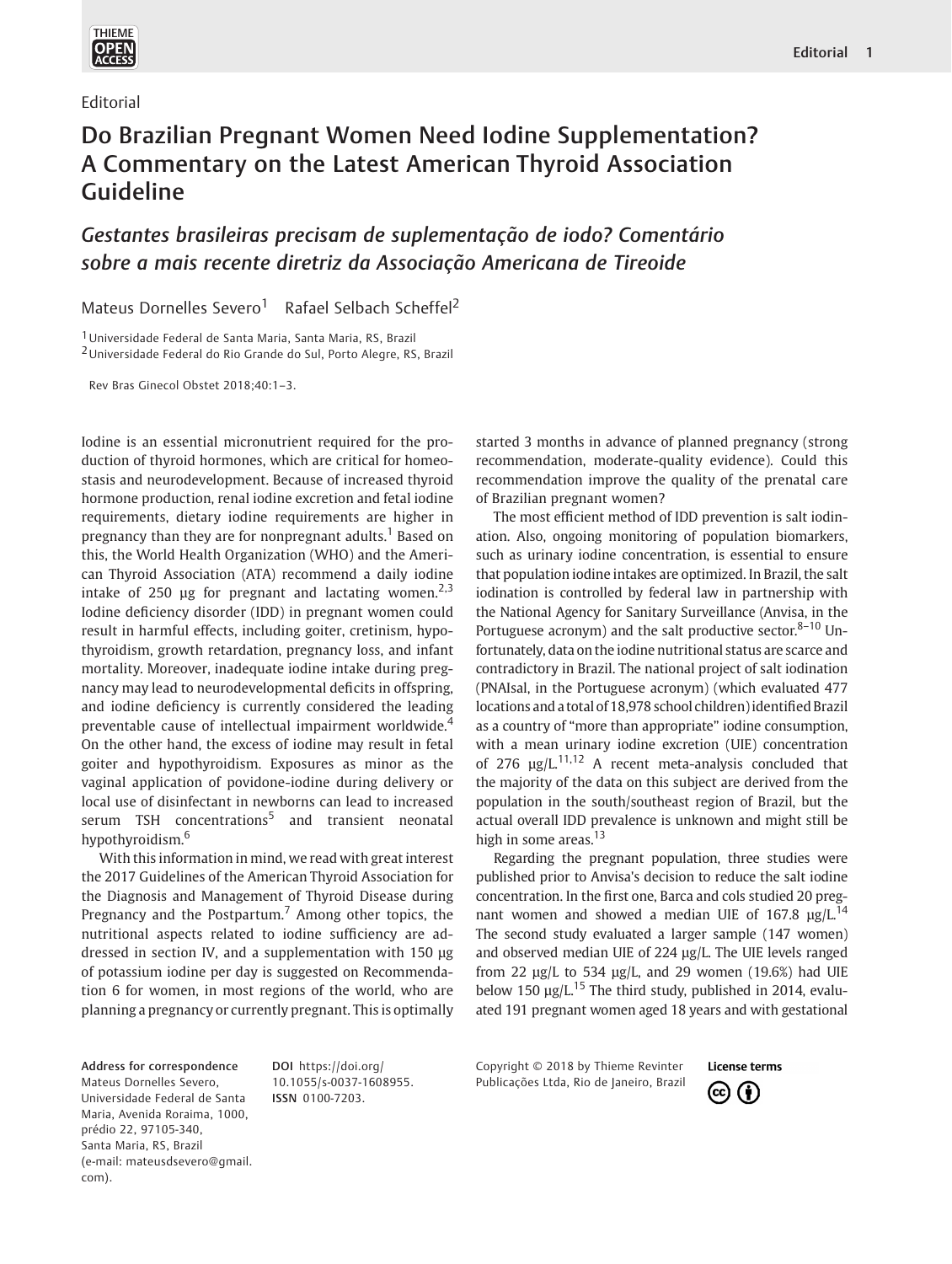Editorial

# Do Brazilian Pregnant Women Need Iodine Supplementation? A Commentary on the Latest American Thyroid Association Guideline

## *Gestantes brasileiras precisam de suplementação de iodo? Comentário sobre a mais recente diretriz da Associação Americana de Tireoide*

Mateus Dornelles Severo[1] Rafael Selbach Scheffel[2]

[1] Universidade Federal de Santa Maria, Santa Maria, RS, Brazil
[2] Universidade Federal do Rio Grande do Sul, Porto Alegre, RS, Brazil

Rev Bras Ginecol Obstet 2018;40:1–3.

Iodine is an essential micronutrient required for the production of thyroid hormones, which are critical for homeostasis and neurodevelopment. Because of increased thyroid hormone production, renal iodine excretion and fetal iodine requirements, dietary iodine requirements are higher in pregnancy than they are for nonpregnant adults.[1] Based on this, the World Health Organization (WHO) and the American Thyroid Association (ATA) recommend a daily iodine intake of 250 µg for pregnant and lactating women.[2,3] Iodine deficiency disorder (IDD) in pregnant women could result in harmful effects, including goiter, cretinism, hypothyroidism, growth retardation, pregnancy loss, and infant mortality. Moreover, inadequate iodine intake during pregnancy may lead to neurodevelopmental deficits in offspring, and iodine deficiency is currently considered the leading preventable cause of intellectual impairment worldwide.[4] On the other hand, the excess of iodine may result in fetal goiter and hypothyroidism. Exposures as minor as the vaginal application of povidone-iodine during delivery or local use of disinfectant in newborns can lead to increased serum TSH concentrations[5] and transient neonatal hypothyroidism.[6]

With this information in mind, we read with great interest the 2017 Guidelines of the American Thyroid Association for the Diagnosis and Management of Thyroid Disease during Pregnancy and the Postpartum.[7] Among other topics, the nutritional aspects related to iodine sufficiency are addressed in section IV, and a supplementation with 150 µg of potassium iodine per day is suggested on Recommendation 6 for women, in most regions of the world, who are planning a pregnancy or currently pregnant. This is optimally started 3 months in advance of planned pregnancy (strong recommendation, moderate-quality evidence). Could this recommendation improve the quality of the prenatal care of Brazilian pregnant women?

The most efficient method of IDD prevention is salt iodination. Also, ongoing monitoring of population biomarkers, such as urinary iodine concentration, is essential to ensure that population iodine intakes are optimized. In Brazil, the salt iodination is controlled by federal law in partnership with the National Agency for Sanitary Surveillance (Anvisa, in the Portuguese acronym) and the salt productive sector.[8–10] Unfortunately, data on the iodine nutritional status are scarce and contradictory in Brazil. The national project of salt iodination (PNAIsal, in the Portuguese acronym) (which evaluated 477 locations and a total of 18,978 school children) identified Brazil as a country of "more than appropriate" iodine consumption, with a mean urinary iodine excretion (UIE) concentration of 276 µg/L.[11,12] A recent meta-analysis concluded that the majority of the data on this subject are derived from the population in the south/southeast region of Brazil, but the actual overall IDD prevalence is unknown and might still be high in some areas.[13]

Regarding the pregnant population, three studies were published prior to Anvisa's decision to reduce the salt iodine concentration. In the first one, Barca and cols studied 20 pregnant women and showed a median UIE of 167.8 µg/L.[14] The second study evaluated a larger sample (147 women) and observed median UIE of 224 µg/L. The UIE levels ranged from 22 µg/L to 534 µg/L, and 29 women (19.6%) had UIE below 150 µg/L.[15] The third study, published in 2014, evaluated 191 pregnant women aged 18 years and with gestational

**Address for correspondence** Mateus Dornelles Severo, Universidade Federal de Santa Maria, Avenida Roraima, 1000, prédio 22, 97105-340, Santa Maria, RS, Brazil (e-mail: mateusdsevero@gmail.com).

**DOI** https://doi.org/10.1055/s-0037-1608955.
**ISSN** 0100-7203.

Copyright © 2018 by Thieme Revinter Publicações Ltda, Rio de Janeiro, Brazil

**License terms**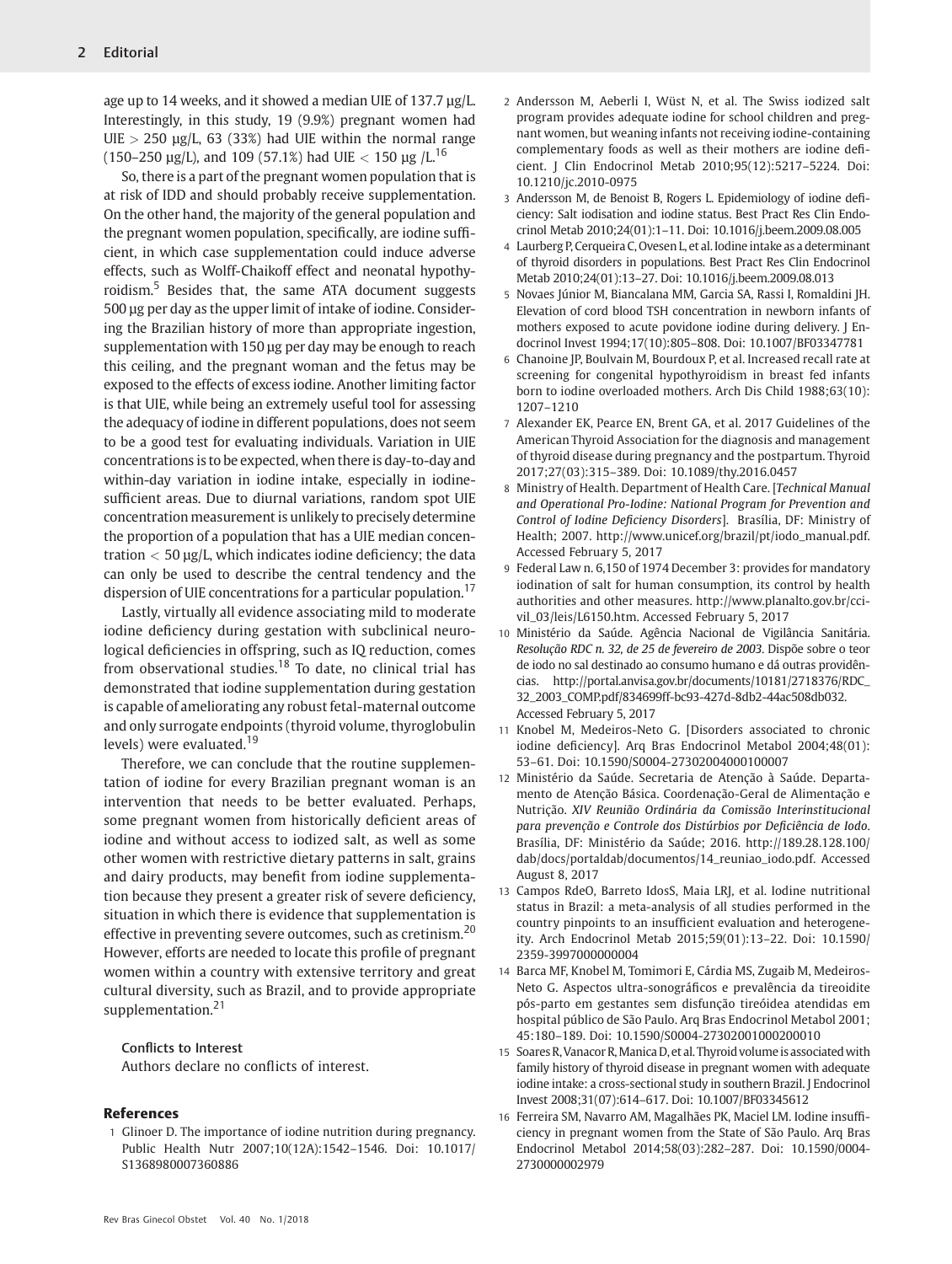age up to 14 weeks, and it showed a median UIE of 137.7 µg/L. Interestingly, in this study, 19 (9.9%) pregnant women had UIE > 250 µg/L, 63 (33%) had UIE within the normal range (150–250 µg/L), and 109 (57.1%) had UIE < 150 µg /L.[16]

So, there is a part of the pregnant women population that is at risk of IDD and should probably receive supplementation. On the other hand, the majority of the general population and the pregnant women population, specifically, are iodine sufficient, in which case supplementation could induce adverse effects, such as Wolff-Chaikoff effect and neonatal hypothyroidism.[5] Besides that, the same ATA document suggests 500 µg per day as the upper limit of intake of iodine. Considering the Brazilian history of more than appropriate ingestion, supplementation with 150 µg per day may be enough to reach this ceiling, and the pregnant woman and the fetus may be exposed to the effects of excess iodine. Another limiting factor is that UIE, while being an extremely useful tool for assessing the adequacy of iodine in different populations, does not seem to be a good test for evaluating individuals. Variation in UIE concentrations is to be expected, when there is day-to-day and within-day variation in iodine intake, especially in iodine-sufficient areas. Due to diurnal variations, random spot UIE concentration measurement is unlikely to precisely determine the proportion of a population that has a UIE median concentration < 50 µg/L, which indicates iodine deficiency; the data can only be used to describe the central tendency and the dispersion of UIE concentrations for a particular population.[17]

Lastly, virtually all evidence associating mild to moderate iodine deficiency during gestation with subclinical neurological deficiencies in offspring, such as IQ reduction, comes from observational studies.[18] To date, no clinical trial has demonstrated that iodine supplementation during gestation is capable of ameliorating any robust fetal-maternal outcome and only surrogate endpoints (thyroid volume, thyroglobulin levels) were evaluated.[19]

Therefore, we can conclude that the routine supplementation of iodine for every Brazilian pregnant woman is an intervention that needs to be better evaluated. Perhaps, some pregnant women from historically deficient areas of iodine and without access to iodized salt, as well as some other women with restrictive dietary patterns in salt, grains and dairy products, may benefit from iodine supplementation because they present a greater risk of severe deficiency, situation in which there is evidence that supplementation is effective in preventing severe outcomes, such as cretinism.[20] However, efforts are needed to locate this profile of pregnant women within a country with extensive territory and great cultural diversity, such as Brazil, and to provide appropriate supplementation.[21]

#### Conflicts to Interest

Authors declare no conflicts of interest.

## References

1 Glinoer D. The importance of iodine nutrition during pregnancy. Public Health Nutr 2007;10(12A):1542–1546. Doi: 10.1017/S1368980007360886

2 Andersson M, Aeberli I, Wüst N, et al. The Swiss iodized salt program provides adequate iodine for school children and pregnant women, but weaning infants not receiving iodine-containing complementary foods as well as their mothers are iodine deficient. J Clin Endocrinol Metab 2010;95(12):5217–5224. Doi: 10.1210/jc.2010-0975

3 Andersson M, de Benoist B, Rogers L. Epidemiology of iodine deficiency: Salt iodisation and iodine status. Best Pract Res Clin Endocrinol Metab 2010;24(01):1–11. Doi: 10.1016/j.beem.2009.08.005

4 Laurberg P, Cerqueira C, Ovesen L, et al. Iodine intake as a determinant of thyroid disorders in populations. Best Pract Res Clin Endocrinol Metab 2010;24(01):13–27. Doi: 10.1016/j.beem.2009.08.013

5 Novaes Júnior M, Biancalana MM, Garcia SA, Rassi I, Romaldini JH. Elevation of cord blood TSH concentration in newborn infants of mothers exposed to acute povidone iodine during delivery. J Endocrinol Invest 1994;17(10):805–808. Doi: 10.1007/BF03347781

6 Chanoine JP, Boulvain M, Bourdoux P, et al. Increased recall rate at screening for congenital hypothyroidism in breast fed infants born to iodine overloaded mothers. Arch Dis Child 1988;63(10): 1207–1210

7 Alexander EK, Pearce EN, Brent GA, et al. 2017 Guidelines of the American Thyroid Association for the diagnosis and management of thyroid disease during pregnancy and the postpartum. Thyroid 2017;27(03):315–389. Doi: 10.1089/thy.2016.0457

8 Ministry of Health. Department of Health Care. [*Technical Manual and Operational Pro-Iodine: National Program for Prevention and Control of Iodine Deficiency Disorders*]. Brasília, DF: Ministry of Health; 2007. http://www.unicef.org/brazil/pt/iodo_manual.pdf. Accessed February 5, 2017

9 Federal Law n. 6,150 of 1974 December 3: provides for mandatory iodination of salt for human consumption, its control by health authorities and other measures. http://www.planalto.gov.br/ccivil_03/leis/L6150.htm. Accessed February 5, 2017

10 Ministério da Saúde. Agência Nacional de Vigilância Sanitária. *Resolução RDC n. 32, de 25 de fevereiro de 2003*. Dispõe sobre o teor de iodo no sal destinado ao consumo humano e dá outras providências. http://portal.anvisa.gov.br/documents/10181/2718376/RDC_32_2003_COMP.pdf/834699ff-bc93-427d-8db2-44ac508db032. Accessed February 5, 2017

11 Knobel M, Medeiros-Neto G. [Disorders associated to chronic iodine deficiency]. Arq Bras Endocrinol Metabol 2004;48(01): 53–61. Doi: 10.1590/S0004-27302004000100007

12 Ministério da Saúde. Secretaria de Atenção à Saúde. Departamento de Atenção Básica. Coordenação-Geral de Alimentação e Nutrição. *XIV Reunião Ordinária da Comissão Interinstitucional para prevenção e Controle dos Distúrbios por Deficiência de Iodo*. Brasília, DF: Ministério da Saúde; 2016. http://189.28.128.100/dab/docs/portaldab/documentos/14_reuniao_iodo.pdf. Accessed August 8, 2017

13 Campos RdeO, Barreto IdosS, Maia LRJ, et al. Iodine nutritional status in Brazil: a meta-analysis of all studies performed in the country pinpoints to an insufficient evaluation and heterogeneity. Arch Endocrinol Metab 2015;59(01):13–22. Doi: 10.1590/2359-3997000000004

14 Barca MF, Knobel M, Tomimori E, Cárdia MS, Zugaib M, Medeiros-Neto G. Aspectos ultra-sonográficos e prevalência da tireoidite pós-parto em gestantes sem disfunção tireóidea atendidas em hospital público de São Paulo. Arq Bras Endocrinol Metabol 2001; 45:180–189. Doi: 10.1590/S0004-27302001000200010

15 Soares R, Vanacor R, Manica D, et al. Thyroid volume is associated with family history of thyroid disease in pregnant women with adequate iodine intake: a cross-sectional study in southern Brazil. J Endocrinol Invest 2008;31(07):614–617. Doi: 10.1007/BF03345612

16 Ferreira SM, Navarro AM, Magalhães PK, Maciel LM. Iodine insufficiency in pregnant women from the State of São Paulo. Arq Bras Endocrinol Metabol 2014;58(03):282–287. Doi: 10.1590/0004-2730000002979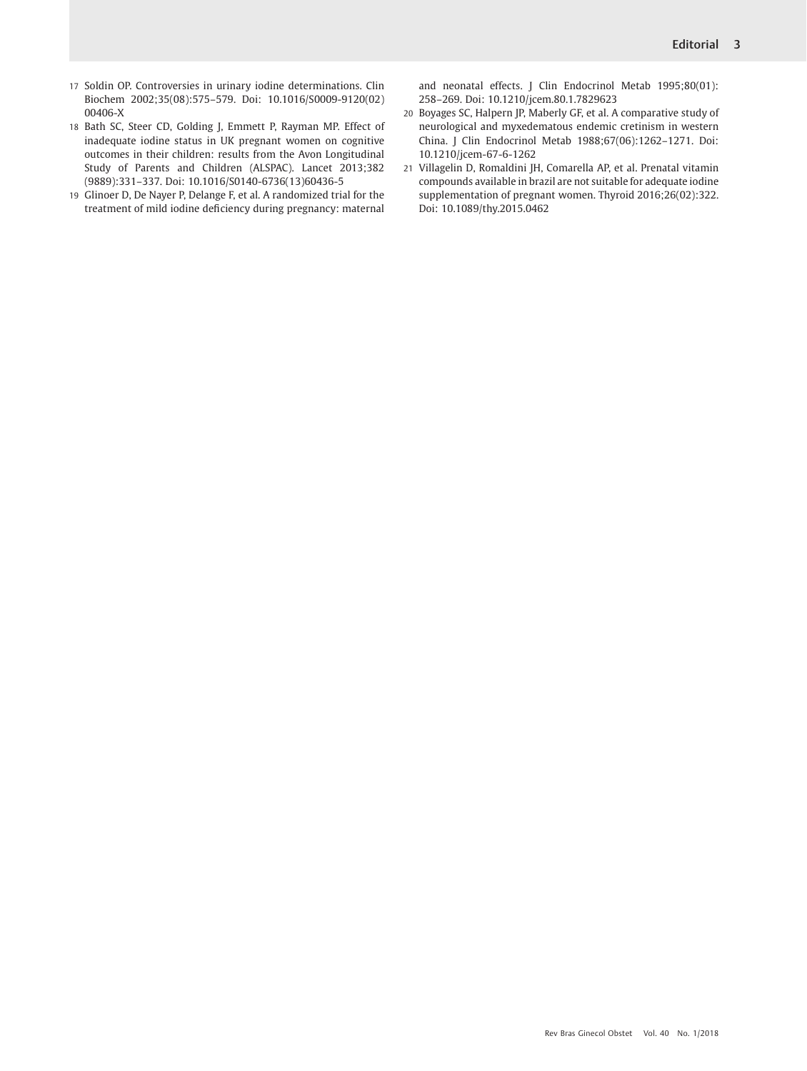17 Soldin OP. Controversies in urinary iodine determinations. Clin Biochem 2002;35(08):575–579. Doi: 10.1016/S0009-9120(02)00406-X

18 Bath SC, Steer CD, Golding J, Emmett P, Rayman MP. Effect of inadequate iodine status in UK pregnant women on cognitive outcomes in their children: results from the Avon Longitudinal Study of Parents and Children (ALSPAC). Lancet 2013;382(9889):331–337. Doi: 10.1016/S0140-6736(13)60436-5

19 Glinoer D, De Nayer P, Delange F, et al. A randomized trial for the treatment of mild iodine deficiency during pregnancy: maternal and neonatal effects. J Clin Endocrinol Metab 1995;80(01):258–269. Doi: 10.1210/jcem.80.1.7829623

20 Boyages SC, Halpern JP, Maberly GF, et al. A comparative study of neurological and myxedematous endemic cretinism in western China. J Clin Endocrinol Metab 1988;67(06):1262–1271. Doi: 10.1210/jcem-67-6-1262

21 Villagelin D, Romaldini JH, Comarella AP, et al. Prenatal vitamin compounds available in brazil are not suitable for adequate iodine supplementation of pregnant women. Thyroid 2016;26(02):322. Doi: 10.1089/thy.2015.0462